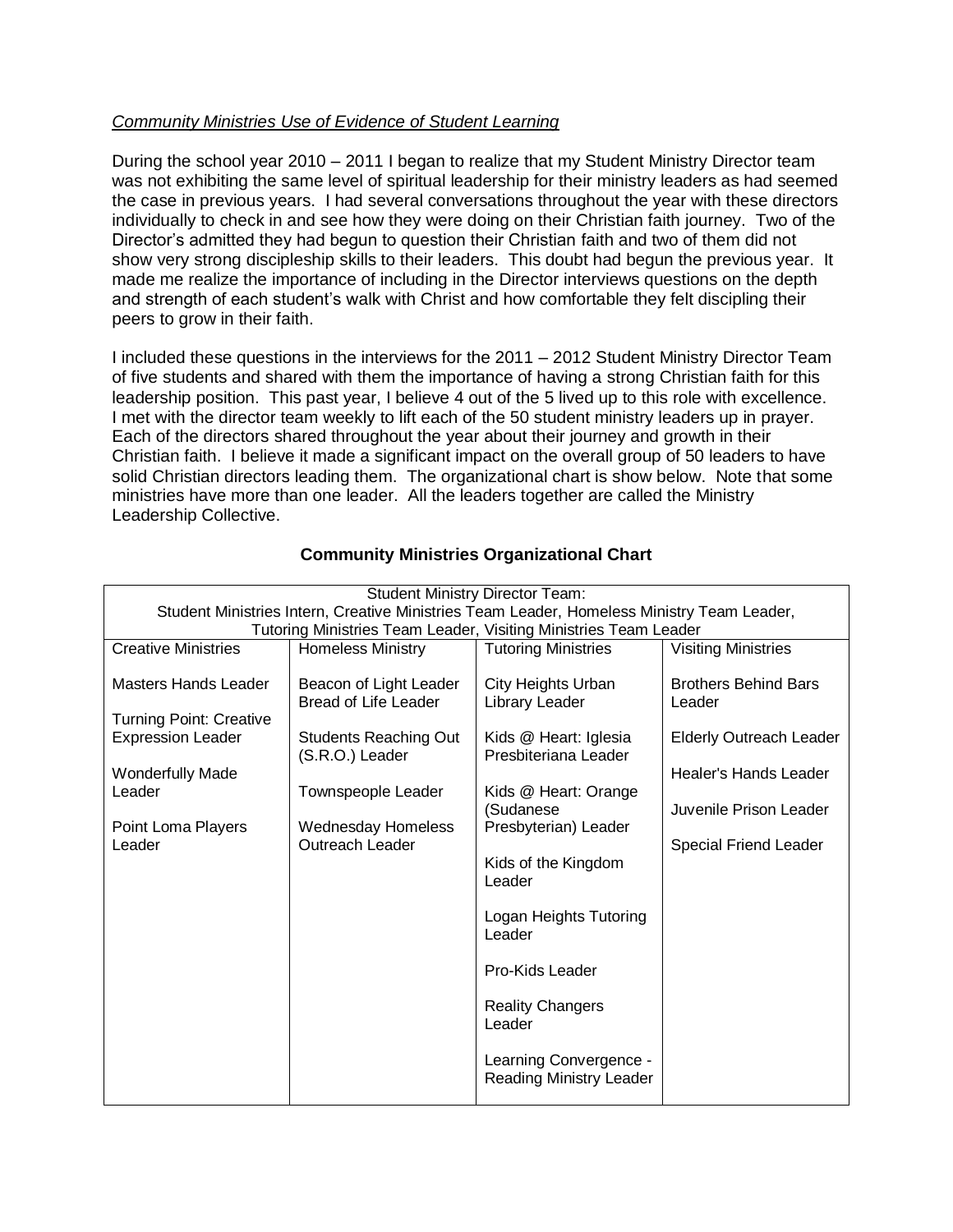*Community Ministries Use of Evidence of Student Learning*

During the school year 2010 – 2011 I began to realize that my Student Ministry Director team was not exhibiting the same level of spiritual leadership for their ministry leaders as had seemed the case in previous years. I had several conversations throughout the year with these directors individually to check in and see how they were doing on their Christian faith journey. Two of the Director's admitted they had begun to question their Christian faith and two of them did not show very strong discipleship skills to their leaders. This doubt had begun the previous year. It made me realize the importance of including in the Director interviews questions on the depth and strength of each student's walk with Christ and how comfortable they felt discipling their peers to grow in their faith.

I included these questions in the interviews for the 2011 – 2012 Student Ministry Director Team of five students and shared with them the importance of having a strong Christian faith for this leadership position. This past year, I believe 4 out of the 5 lived up to this role with excellence. I met with the director team weekly to lift each of the 50 student ministry leaders up in prayer. Each of the directors shared throughout the year about their journey and growth in their Christian faith. I believe it made a significant impact on the overall group of 50 leaders to have solid Christian directors leading them. The organizational chart is show below. Note that some ministries have more than one leader. All the leaders together are called the Ministry Leadership Collective.

**Community Ministries Organizational Chart**

| Student Ministry Director Team: Student Ministries Intern, Creative Ministries Team Leader, Homeless Ministry Team Leader, Tutoring Ministries Team Leader, Visiting Ministries Team Leader | | | |
|---|---|---|---|
| Creative Ministries | Homeless Ministry | Tutoring Ministries | Visiting Ministries |
| Masters Hands Leader | Beacon of Light Leader Bread of Life Leader | City Heights Urban Library Leader | Brothers Behind Bars Leader |
| Turning Point: Creative Expression Leader | Students Reaching Out (S.R.O.) Leader | Kids @ Heart: Iglesia Presbiteriana Leader | Elderly Outreach Leader |
| Wonderfully Made Leader | Townspeople Leader | Kids @ Heart: Orange (Sudanese Presbyterian) Leader | Healer's Hands Leader |
| Point Loma Players Leader | Wednesday Homeless Outreach Leader | Kids of the Kingdom Leader | Juvenile Prison Leader |
| | | Logan Heights Tutoring Leader | Special Friend Leader |
| | | Pro-Kids Leader | |
| | | Reality Changers Leader | |
| | | Learning Convergence - Reading Ministry Leader | |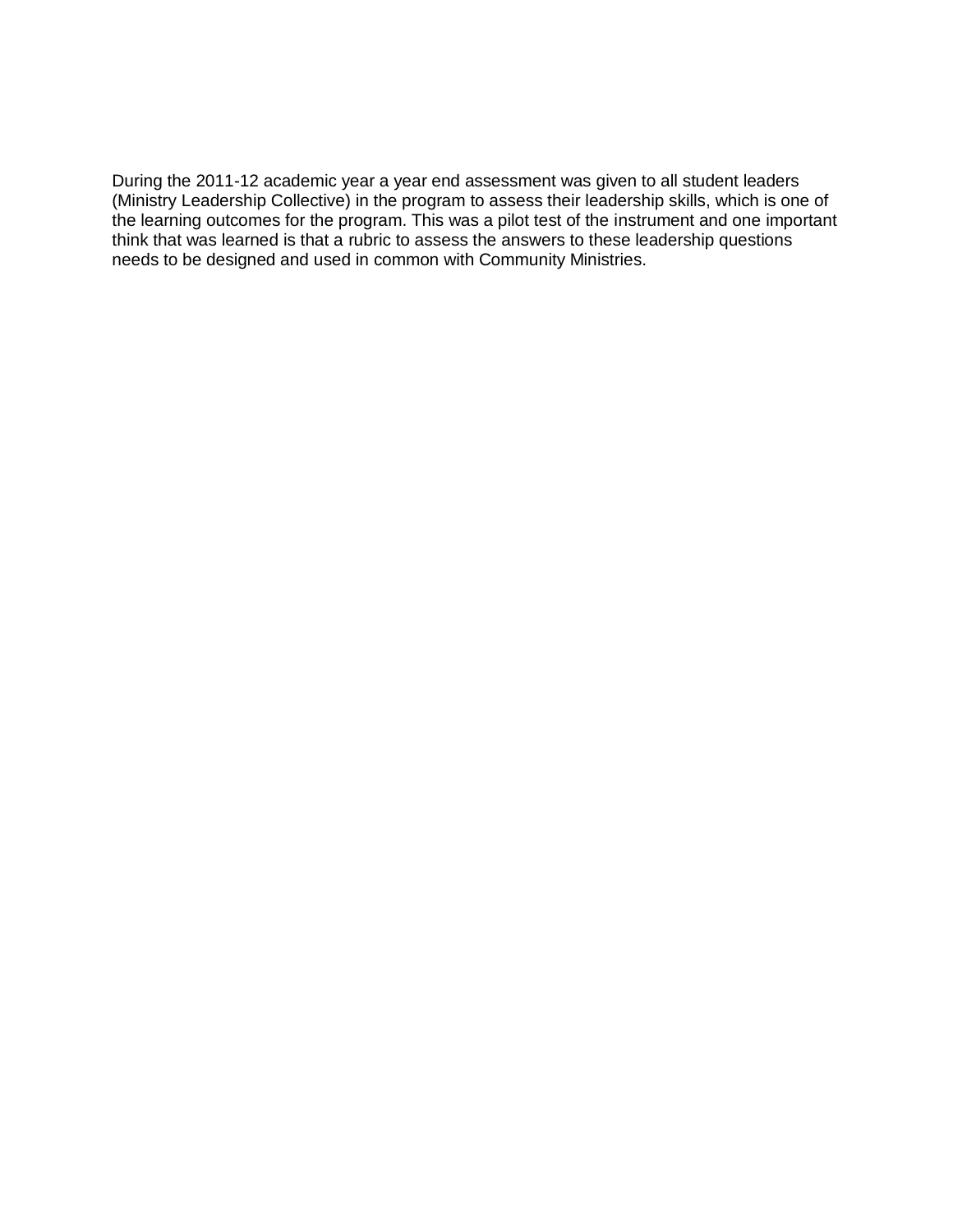During the 2011-12 academic year a year end assessment was given to all student leaders (Ministry Leadership Collective) in the program to assess their leadership skills, which is one of the learning outcomes for the program. This was a pilot test of the instrument and one important think that was learned is that a rubric to assess the answers to these leadership questions needs to be designed and used in common with Community Ministries.